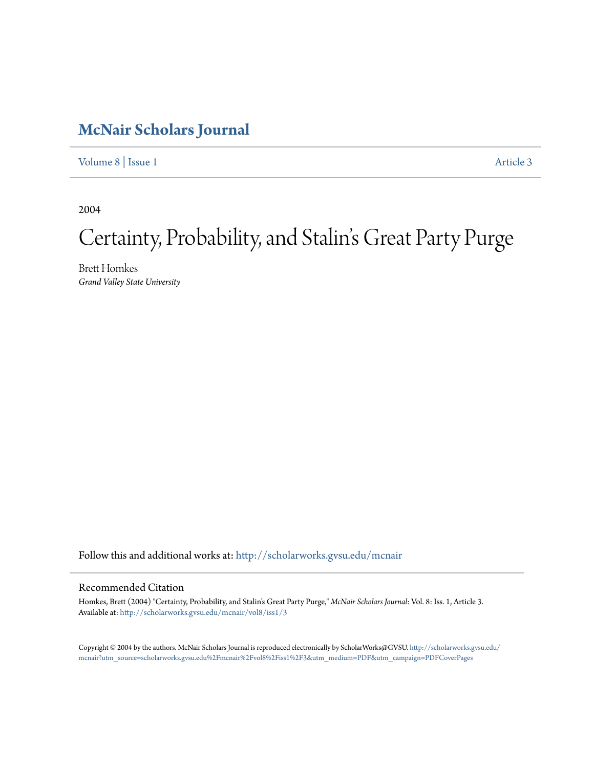# McNair Scholars Journal

Volume 8 | Issue 1 Article 3

2004

# Certainty, Probability, and Stalin's Great Party Purge

Brett Homkes
*Grand Valley State University*

Follow this and additional works at: http://scholarworks.gvsu.edu/mcnair

## Recommended Citation

Homkes, Brett (2004) "Certainty, Probability, and Stalin's Great Party Purge," *McNair Scholars Journal*: Vol. 8: Iss. 1, Article 3.
Available at: http://scholarworks.gvsu.edu/mcnair/vol8/iss1/3

Copyright © 2004 by the authors. McNair Scholars Journal is reproduced electronically by ScholarWorks@GVSU. http://scholarworks.gvsu.edu/mcnair?utm_source=scholarworks.gvsu.edu%2Fmcnair%2Fvol8%2Fiss1%2F3&utm_medium=PDF&utm_campaign=PDFCoverPages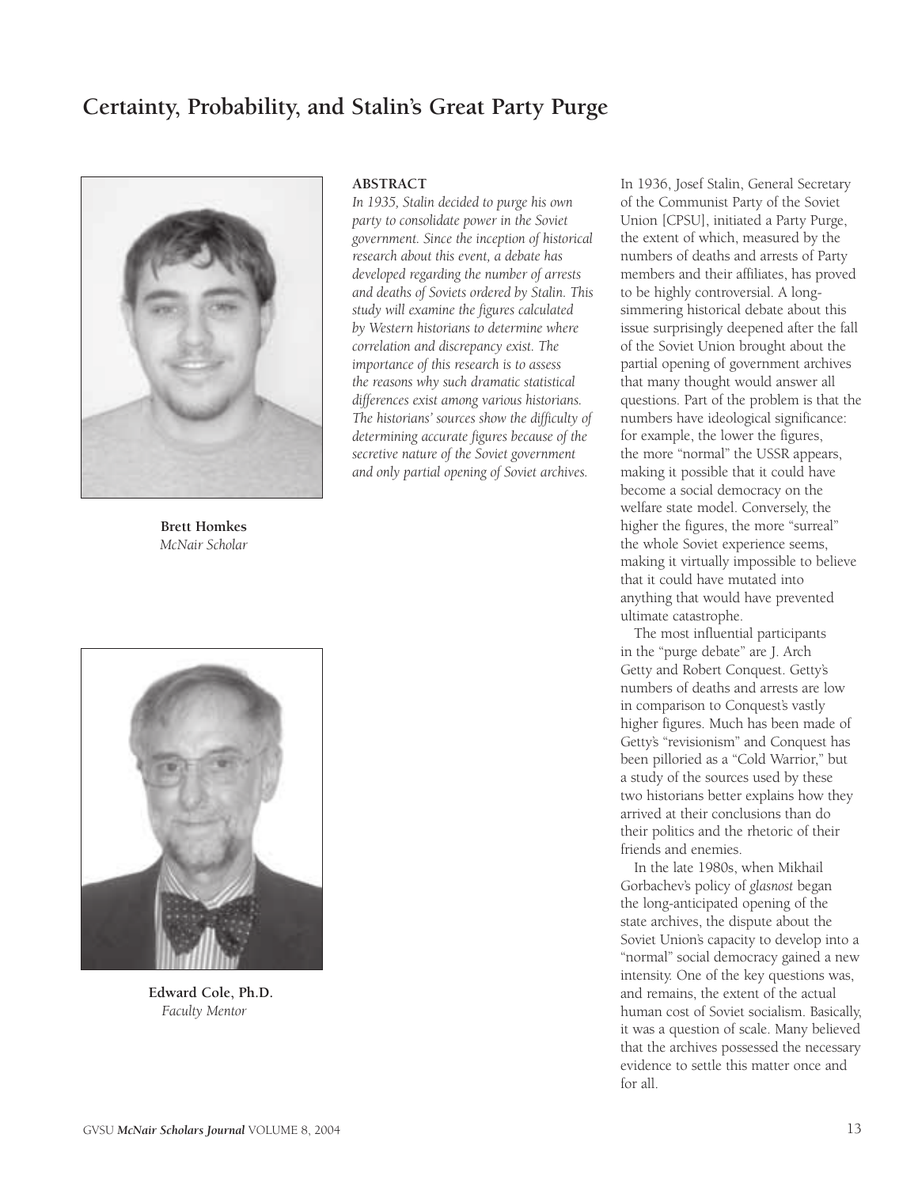# Certainty, Probability, and Stalin's Great Party Purge

**Brett Homkes**
*McNair Scholar*

**Edward Cole, Ph.D.**
*Faculty Mentor*

**ABSTRACT**

*In 1935, Stalin decided to purge his own party to consolidate power in the Soviet government. Since the inception of historical research about this event, a debate has developed regarding the number of arrests and deaths of Soviets ordered by Stalin. This study will examine the figures calculated by Western historians to determine where correlation and discrepancy exist. The importance of this research is to assess the reasons why such dramatic statistical differences exist among various historians. The historians' sources show the difficulty of determining accurate figures because of the secretive nature of the Soviet government and only partial opening of Soviet archives.*

In 1936, Josef Stalin, General Secretary of the Communist Party of the Soviet Union [CPSU], initiated a Party Purge, the extent of which, measured by the numbers of deaths and arrests of Party members and their affiliates, has proved to be highly controversial. A long-simmering historical debate about this issue surprisingly deepened after the fall of the Soviet Union brought about the partial opening of government archives that many thought would answer all questions. Part of the problem is that the numbers have ideological significance: for example, the lower the figures, the more "normal" the USSR appears, making it possible that it could have become a social democracy on the welfare state model. Conversely, the higher the figures, the more "surreal" the whole Soviet experience seems, making it virtually impossible to believe that it could have mutated into anything that would have prevented ultimate catastrophe.

The most influential participants in the "purge debate" are J. Arch Getty and Robert Conquest. Getty's numbers of deaths and arrests are low in comparison to Conquest's vastly higher figures. Much has been made of Getty's "revisionism" and Conquest has been pilloried as a "Cold Warrior," but a study of the sources used by these two historians better explains how they arrived at their conclusions than do their politics and the rhetoric of their friends and enemies.

In the late 1980s, when Mikhail Gorbachev's policy of *glasnost* began the long-anticipated opening of the state archives, the dispute about the Soviet Union's capacity to develop into a "normal" social democracy gained a new intensity. One of the key questions was, and remains, the extent of the actual human cost of Soviet socialism. Basically, it was a question of scale. Many believed that the archives possessed the necessary evidence to settle this matter once and for all.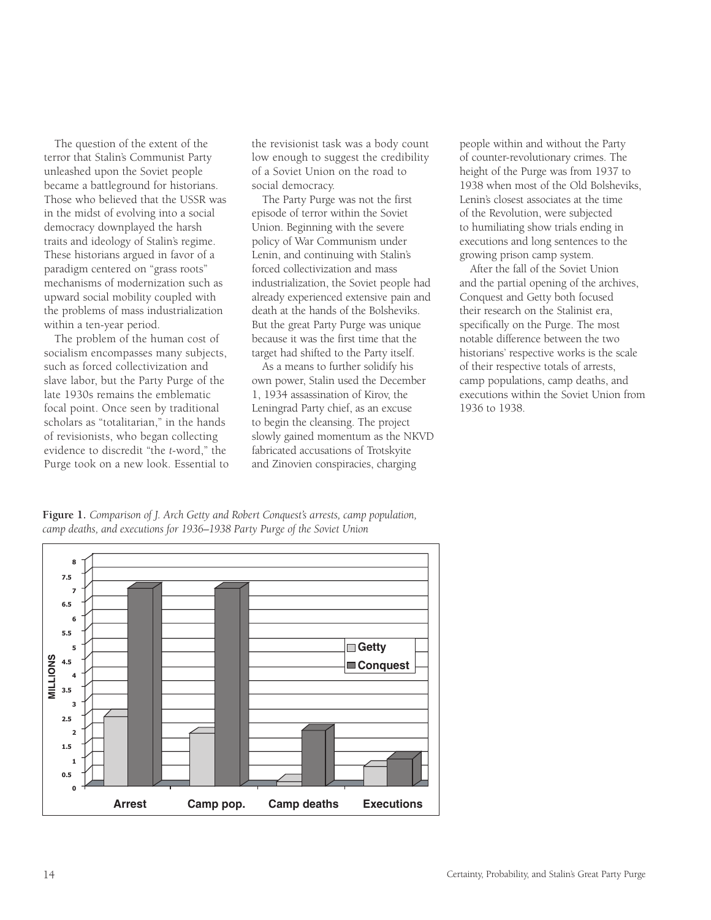The question of the extent of the terror that Stalin's Communist Party unleashed upon the Soviet people became a battleground for historians. Those who believed that the USSR was in the midst of evolving into a social democracy downplayed the harsh traits and ideology of Stalin's regime. These historians argued in favor of a paradigm centered on "grass roots" mechanisms of modernization such as upward social mobility coupled with the problems of mass industrialization within a ten-year period.

The problem of the human cost of socialism encompasses many subjects, such as forced collectivization and slave labor, but the Party Purge of the late 1930s remains the emblematic focal point. Once seen by traditional scholars as "totalitarian," in the hands of revisionists, who began collecting evidence to discredit "the *t*-word," the Purge took on a new look. Essential to the revisionist task was a body count low enough to suggest the credibility of a Soviet Union on the road to social democracy.

The Party Purge was not the first episode of terror within the Soviet Union. Beginning with the severe policy of War Communism under Lenin, and continuing with Stalin's forced collectivization and mass industrialization, the Soviet people had already experienced extensive pain and death at the hands of the Bolsheviks. But the great Party Purge was unique because it was the first time that the target had shifted to the Party itself.

As a means to further solidify his own power, Stalin used the December 1, 1934 assassination of Kirov, the Leningrad Party chief, as an excuse to begin the cleansing. The project slowly gained momentum as the NKVD fabricated accusations of Trotskyite and Zinovien conspiracies, charging people within and without the Party of counter-revolutionary crimes. The height of the Purge was from 1937 to 1938 when most of the Old Bolsheviks, Lenin's closest associates at the time of the Revolution, were subjected to humiliating show trials ending in executions and long sentences to the growing prison camp system.

After the fall of the Soviet Union and the partial opening of the archives, Conquest and Getty both focused their research on the Stalinist era, specifically on the Purge. The most notable difference between the two historians' respective works is the scale of their respective totals of arrests, camp populations, camp deaths, and executions within the Soviet Union from 1936 to 1938.

**Figure 1.** *Comparison of J. Arch Getty and Robert Conquest's arrests, camp population, camp deaths, and executions for 1936–1938 Party Purge of the Soviet Union*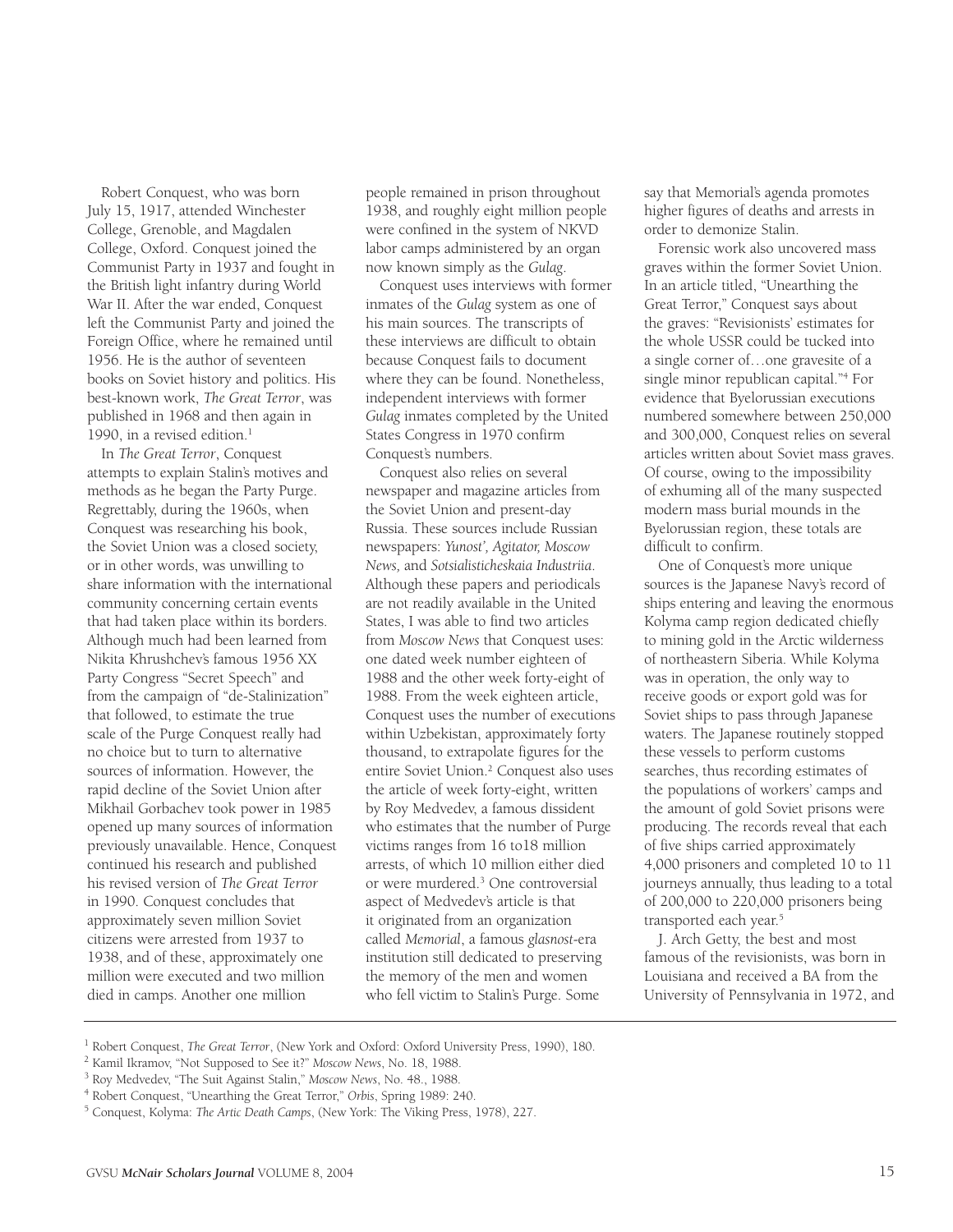Robert Conquest, who was born July 15, 1917, attended Winchester College, Grenoble, and Magdalen College, Oxford. Conquest joined the Communist Party in 1937 and fought in the British light infantry during World War II. After the war ended, Conquest left the Communist Party and joined the Foreign Office, where he remained until 1956. He is the author of seventeen books on Soviet history and politics. His best-known work, *The Great Terror*, was published in 1968 and then again in 1990, in a revised edition.[1]

In *The Great Terror*, Conquest attempts to explain Stalin's motives and methods as he began the Party Purge. Regrettably, during the 1960s, when Conquest was researching his book, the Soviet Union was a closed society, or in other words, was unwilling to share information with the international community concerning certain events that had taken place within its borders. Although much had been learned from Nikita Khrushchev's famous 1956 XX Party Congress "Secret Speech" and from the campaign of "de-Stalinization" that followed, to estimate the true scale of the Purge Conquest really had no choice but to turn to alternative sources of information. However, the rapid decline of the Soviet Union after Mikhail Gorbachev took power in 1985 opened up many sources of information previously unavailable. Hence, Conquest continued his research and published his revised version of *The Great Terror* in 1990. Conquest concludes that approximately seven million Soviet citizens were arrested from 1937 to 1938, and of these, approximately one million were executed and two million died in camps. Another one million people remained in prison throughout 1938, and roughly eight million people were confined in the system of NKVD labor camps administered by an organ now known simply as the *Gulag*.

Conquest uses interviews with former inmates of the *Gulag* system as one of his main sources. The transcripts of these interviews are difficult to obtain because Conquest fails to document where they can be found. Nonetheless, independent interviews with former *Gulag* inmates completed by the United States Congress in 1970 confirm Conquest's numbers.

Conquest also relies on several newspaper and magazine articles from the Soviet Union and present-day Russia. These sources include Russian newspapers: *Yunost', Agitator, Moscow News,* and *Sotsialisticheskaia Industriia*. Although these papers and periodicals are not readily available in the United States, I was able to find two articles from *Moscow News* that Conquest uses: one dated week number eighteen of 1988 and the other week forty-eight of 1988. From the week eighteen article, Conquest uses the number of executions within Uzbekistan, approximately forty thousand, to extrapolate figures for the entire Soviet Union.[2] Conquest also uses the article of week forty-eight, written by Roy Medvedev, a famous dissident who estimates that the number of Purge victims ranges from 16 to18 million arrests, of which 10 million either died or were murdered.[3] One controversial aspect of Medvedev's article is that it originated from an organization called *Memorial*, a famous *glasnost*-era institution still dedicated to preserving the memory of the men and women who fell victim to Stalin's Purge. Some say that Memorial's agenda promotes higher figures of deaths and arrests in order to demonize Stalin.

Forensic work also uncovered mass graves within the former Soviet Union. In an article titled, "Unearthing the Great Terror," Conquest says about the graves: "Revisionists' estimates for the whole USSR could be tucked into a single corner of…one gravesite of a single minor republican capital."[4] For evidence that Byelorussian executions numbered somewhere between 250,000 and 300,000, Conquest relies on several articles written about Soviet mass graves. Of course, owing to the impossibility of exhuming all of the many suspected modern mass burial mounds in the Byelorussian region, these totals are difficult to confirm.

One of Conquest's more unique sources is the Japanese Navy's record of ships entering and leaving the enormous Kolyma camp region dedicated chiefly to mining gold in the Arctic wilderness of northeastern Siberia. While Kolyma was in operation, the only way to receive goods or export gold was for Soviet ships to pass through Japanese waters. The Japanese routinely stopped these vessels to perform customs searches, thus recording estimates of the populations of workers' camps and the amount of gold Soviet prisons were producing. The records reveal that each of five ships carried approximately 4,000 prisoners and completed 10 to 11 journeys annually, thus leading to a total of 200,000 to 220,000 prisoners being transported each year.[5]

J. Arch Getty, the best and most famous of the revisionists, was born in Louisiana and received a BA from the University of Pennsylvania in 1972, and

---

[1] Robert Conquest, *The Great Terror*, (New York and Oxford: Oxford University Press, 1990), 180.

[2] Kamil Ikramov, "Not Supposed to See it?" *Moscow News*, No. 18, 1988.

[3] Roy Medvedev, "The Suit Against Stalin," *Moscow News*, No. 48., 1988.

[4] Robert Conquest, "Unearthing the Great Terror," *Orbis*, Spring 1989: 240.

[5] Conquest, Kolyma: *The Artic Death Camps*, (New York: The Viking Press, 1978), 227.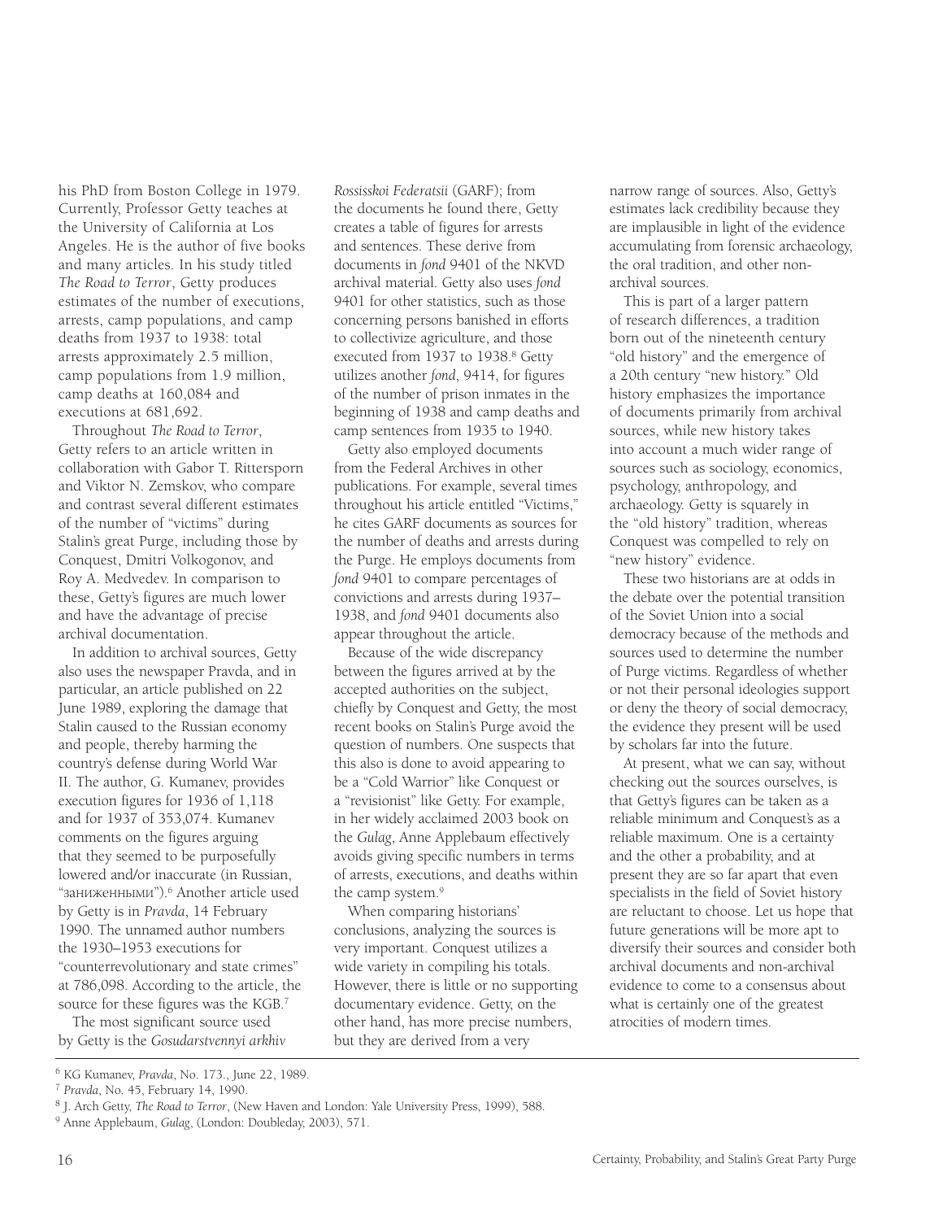his PhD from Boston College in 1979. Currently, Professor Getty teaches at the University of California at Los Angeles. He is the author of five books and many articles. In his study titled *The Road to Terror*, Getty produces estimates of the number of executions, arrests, camp populations, and camp deaths from 1937 to 1938: total arrests approximately 2.5 million, camp populations from 1.9 million, camp deaths at 160,084 and executions at 681,692.

Throughout *The Road to Terror*, Getty refers to an article written in collaboration with Gabor T. Rittersporn and Viktor N. Zemskov, who compare and contrast several different estimates of the number of "victims" during Stalin's great Purge, including those by Conquest, Dmitri Volkogonov, and Roy A. Medvedev. In comparison to these, Getty's figures are much lower and have the advantage of precise archival documentation.

In addition to archival sources, Getty also uses the newspaper Pravda, and in particular, an article published on 22 June 1989, exploring the damage that Stalin caused to the Russian economy and people, thereby harming the country's defense during World War II. The author, G. Kumanev, provides execution figures for 1936 of 1,118 and for 1937 of 353,074. Kumanev comments on the figures arguing that they seemed to be purposefully lowered and/or inaccurate (in Russian, "заниженными").[6] Another article used by Getty is in *Pravda*, 14 February 1990. The unnamed author numbers the 1930–1953 executions for "counterrevolutionary and state crimes" at 786,098. According to the article, the source for these figures was the KGB.[7]

The most significant source used by Getty is the *Gosudarstvennyi arkhiv Rossisskoi Federatsii* (GARF); from the documents he found there, Getty creates a table of figures for arrests and sentences. These derive from documents in *fond* 9401 of the NKVD archival material. Getty also uses *fond* 9401 for other statistics, such as those concerning persons banished in efforts to collectivize agriculture, and those executed from 1937 to 1938.[8] Getty utilizes another *fond*, 9414, for figures of the number of prison inmates in the beginning of 1938 and camp deaths and camp sentences from 1935 to 1940.

Getty also employed documents from the Federal Archives in other publications. For example, several times throughout his article entitled "Victims," he cites GARF documents as sources for the number of deaths and arrests during the Purge. He employs documents from *fond* 9401 to compare percentages of convictions and arrests during 1937–1938, and *fond* 9401 documents also appear throughout the article.

Because of the wide discrepancy between the figures arrived at by the accepted authorities on the subject, chiefly by Conquest and Getty, the most recent books on Stalin's Purge avoid the question of numbers. One suspects that this also is done to avoid appearing to be a "Cold Warrior" like Conquest or a "revisionist" like Getty. For example, in her widely acclaimed 2003 book on the *Gulag*, Anne Applebaum effectively avoids giving specific numbers in terms of arrests, executions, and deaths within the camp system.[9]

When comparing historians' conclusions, analyzing the sources is very important. Conquest utilizes a wide variety in compiling his totals. However, there is little or no supporting documentary evidence. Getty, on the other hand, has more precise numbers, but they are derived from a very narrow range of sources. Also, Getty's estimates lack credibility because they are implausible in light of the evidence accumulating from forensic archaeology, the oral tradition, and other non-archival sources.

This is part of a larger pattern of research differences, a tradition born out of the nineteenth century "old history" and the emergence of a 20th century "new history." Old history emphasizes the importance of documents primarily from archival sources, while new history takes into account a much wider range of sources such as sociology, economics, psychology, anthropology, and archaeology. Getty is squarely in the "old history" tradition, whereas Conquest was compelled to rely on "new history" evidence.

These two historians are at odds in the debate over the potential transition of the Soviet Union into a social democracy because of the methods and sources used to determine the number of Purge victims. Regardless of whether or not their personal ideologies support or deny the theory of social democracy, the evidence they present will be used by scholars far into the future.

At present, what we can say, without checking out the sources ourselves, is that Getty's figures can be taken as a reliable minimum and Conquest's as a reliable maximum. One is a certainty and the other a probability, and at present they are so far apart that even specialists in the field of Soviet history are reluctant to choose. Let us hope that future generations will be more apt to diversify their sources and consider both archival documents and non-archival evidence to come to a consensus about what is certainly one of the greatest atrocities of modern times.

---

[6] KG Kumanev, *Pravda*, No. 173., June 22, 1989.

[7] *Pravda*, No. 45, February 14, 1990.

[8] J. Arch Getty, *The Road to Terror*, (New Haven and London: Yale University Press, 1999), 588.

[9] Anne Applebaum, *Gulag*, (London: Doubleday, 2003), 571.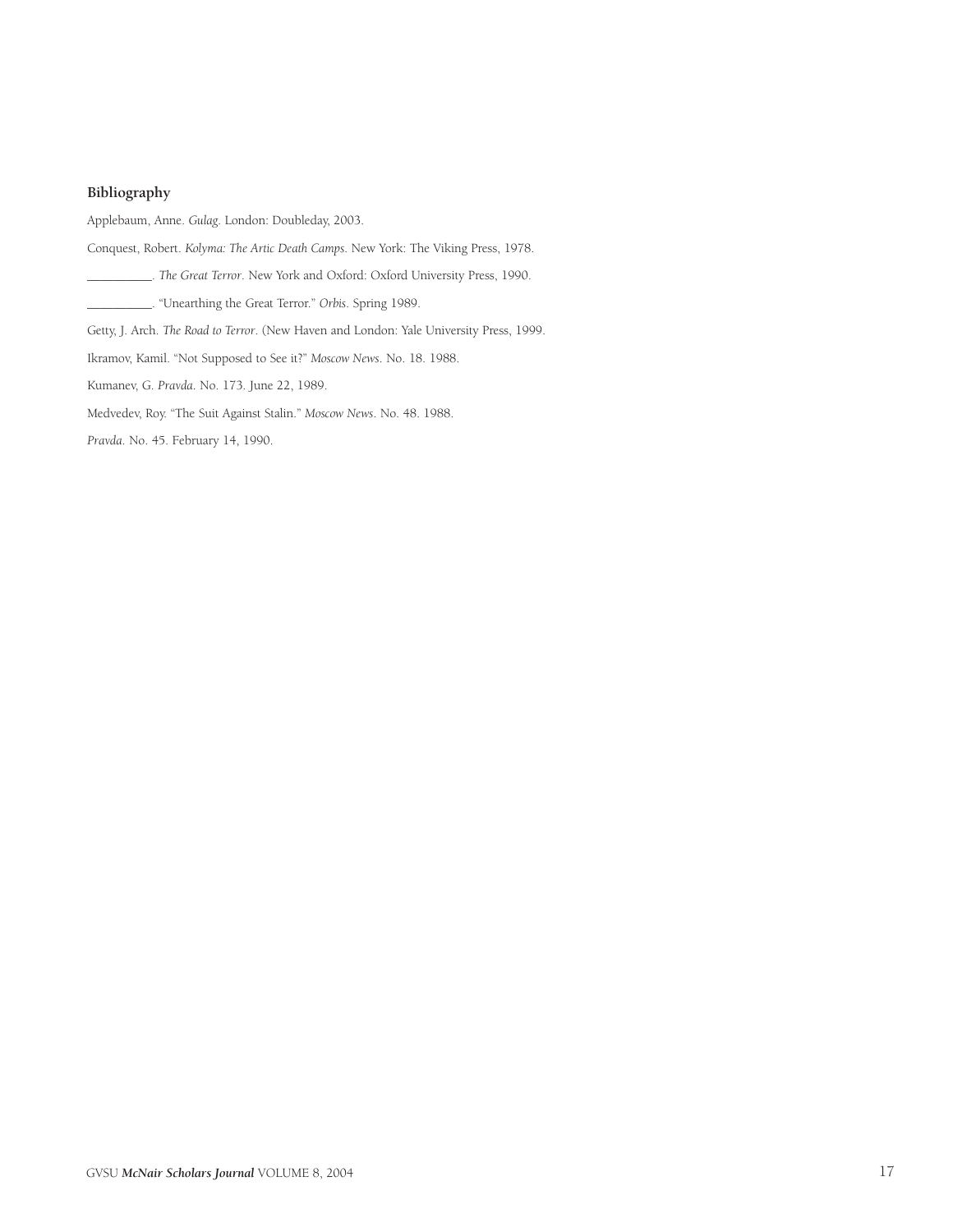**Bibliography**

Applebaum, Anne. *Gulag*. London: Doubleday, 2003.

Conquest, Robert. *Kolyma: The Artic Death Camps*. New York: The Viking Press, 1978.

__________. *The Great Terror*. New York and Oxford: Oxford University Press, 1990.

__________. "Unearthing the Great Terror." *Orbis*. Spring 1989.

Getty, J. Arch. *The Road to Terror*. (New Haven and London: Yale University Press, 1999.

Ikramov, Kamil. "Not Supposed to See it?" *Moscow News*. No. 18. 1988.

Kumanev, G. *Pravda*. No. 173. June 22, 1989.

Medvedev, Roy. "The Suit Against Stalin." *Moscow News*. No. 48. 1988.

*Pravda*. No. 45. February 14, 1990.